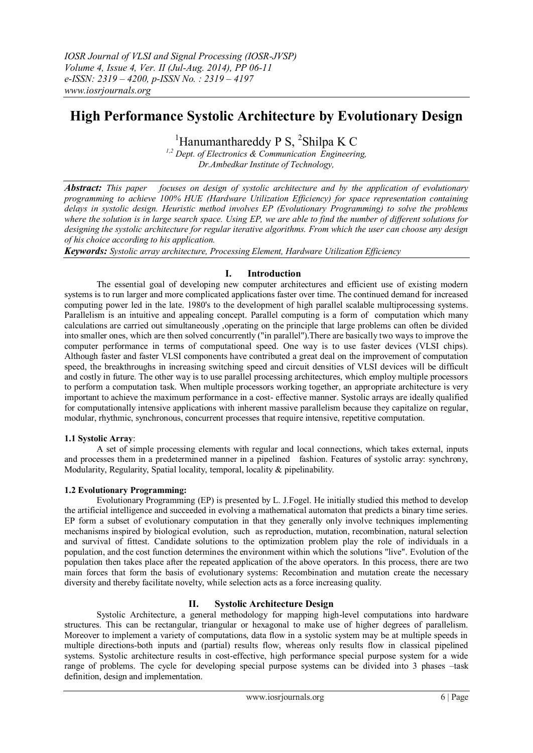# High Performance Systolic Architecture by Evolutionary Design

[1]Hanumanthareddy P S, [2]Shilpa K C

[1,2] Dept. of Electronics & Communication Engineering, Dr.Ambedkar Institute of Technology,

***Abstract:*** *This paper focuses on design of systolic architecture and by the application of evolutionary programming to achieve 100% HUE (Hardware Utilization Efficiency) for space representation containing delays in systolic design. Heuristic method involves EP (Evolutionary Programming) to solve the problems where the solution is in large search space. Using EP, we are able to find the number of different solutions for designing the systolic architecture for regular iterative algorithms. From which the user can choose any design of his choice according to his application.*

***Keywords:*** *Systolic array architecture, Processing Element, Hardware Utilization Efficiency*

## I. Introduction

The essential goal of developing new computer architectures and efficient use of existing modern systems is to run larger and more complicated applications faster over time. The continued demand for increased computing power led in the late. 1980's to the development of high parallel scalable multiprocessing systems. Parallelism is an intuitive and appealing concept. Parallel computing is a form of computation which many calculations are carried out simultaneously ,operating on the principle that large problems can often be divided into smaller ones, which are then solved concurrently ("in parallel").There are basically two ways to improve the computer performance in terms of computational speed. One way is to use faster devices (VLSI chips). Although faster and faster VLSI components have contributed a great deal on the improvement of computation speed, the breakthroughs in increasing switching speed and circuit densities of VLSI devices will be difficult and costly in future. The other way is to use parallel processing architectures, which employ multiple processors to perform a computation task. When multiple processors working together, an appropriate architecture is very important to achieve the maximum performance in a cost- effective manner. Systolic arrays are ideally qualified for computationally intensive applications with inherent massive parallelism because they capitalize on regular, modular, rhythmic, synchronous, concurrent processes that require intensive, repetitive computation.

### 1.1 Systolic Array:

A set of simple processing elements with regular and local connections, which takes external, inputs and processes them in a predetermined manner in a pipelined fashion. Features of systolic array: synchrony, Modularity, Regularity, Spatial locality, temporal, locality & pipelinability.

### 1.2 Evolutionary Programming:

Evolutionary Programming (EP) is presented by L. J.Fogel. He initially studied this method to develop the artificial intelligence and succeeded in evolving a mathematical automaton that predicts a binary time series. EP form a subset of evolutionary computation in that they generally only involve techniques implementing mechanisms inspired by biological evolution, such as reproduction, mutation, recombination, natural selection and survival of fittest. Candidate solutions to the optimization problem play the role of individuals in a population, and the cost function determines the environment within which the solutions "live". Evolution of the population then takes place after the repeated application of the above operators. In this process, there are two main forces that form the basis of evolutionary systems: Recombination and mutation create the necessary diversity and thereby facilitate novelty, while selection acts as a force increasing quality.

## II. Systolic Architecture Design

Systolic Architecture, a general methodology for mapping high-level computations into hardware structures. This can be rectangular, triangular or hexagonal to make use of higher degrees of parallelism. Moreover to implement a variety of computations, data flow in a systolic system may be at multiple speeds in multiple directions-both inputs and (partial) results flow, whereas only results flow in classical pipelined systems. Systolic architecture results in cost-effective, high performance special purpose system for a wide range of problems. The cycle for developing special purpose systems can be divided into 3 phases –task definition, design and implementation.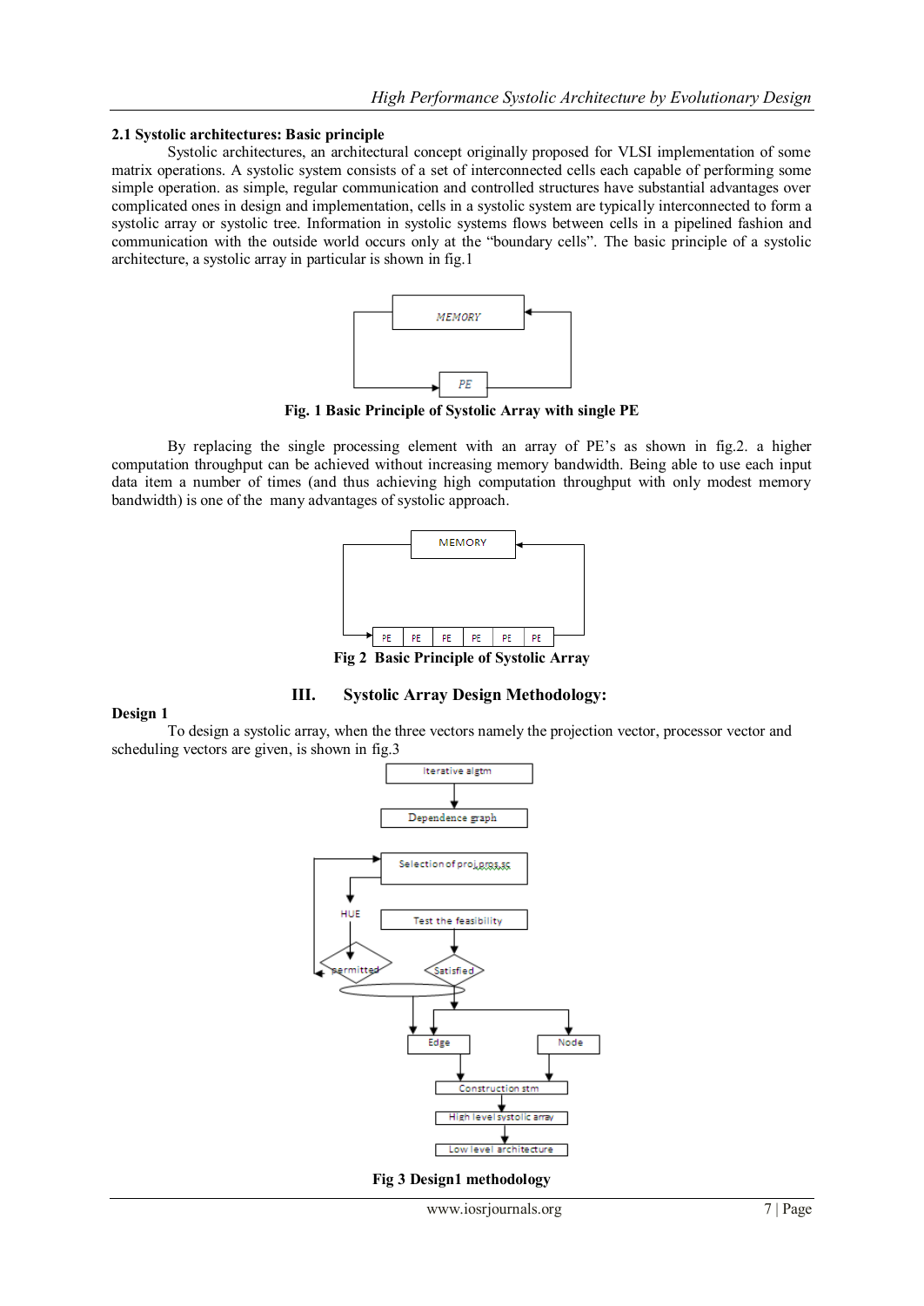### 2.1 Systolic architectures: Basic principle

Systolic architectures, an architectural concept originally proposed for VLSI implementation of some matrix operations. A systolic system consists of a set of interconnected cells each capable of performing some simple operation. as simple, regular communication and controlled structures have substantial advantages over complicated ones in design and implementation, cells in a systolic system are typically interconnected to form a systolic array or systolic tree. Information in systolic systems flows between cells in a pipelined fashion and communication with the outside world occurs only at the "boundary cells". The basic principle of a systolic architecture, a systolic array in particular is shown in fig.1

MEMORY

PE

**Fig. 1 Basic Principle of Systolic Array with single PE**

By replacing the single processing element with an array of PE's as shown in fig.2. a higher computation throughput can be achieved without increasing memory bandwidth. Being able to use each input data item a number of times (and thus achieving high computation throughput with only modest memory bandwidth) is one of the many advantages of systolic approach.

MEMORY

PE PE PE PE PE PE

**Fig 2 Basic Principle of Systolic Array**

## III. Systolic Array Design Methodology:

**Design 1**

To design a systolic array, when the three vectors namely the projection vector, processor vector and scheduling vectors are given, is shown in fig.3

Iterative algtm

Dependence graph

Selection of proj,pros,sc

HUE

Test the feasibility

permitted

Satisfied

Edge

Node

Construction stm

High level systolic array

Low level architecture

**Fig 3 Design1 methodology**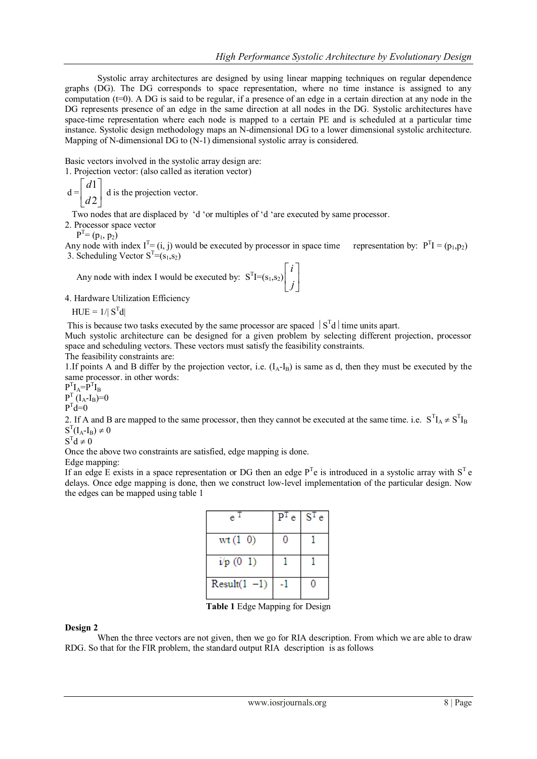Systolic array architectures are designed by using linear mapping techniques on regular dependence graphs (DG). The DG corresponds to space representation, where no time instance is assigned to any computation (t=0). A DG is said to be regular, if a presence of an edge in a certain direction at any node in the DG represents presence of an edge in the same direction at all nodes in the DG. Systolic architectures have space-time representation where each node is mapped to a certain PE and is scheduled at a particular time instance. Systolic design methodology maps an N-dimensional DG to a lower dimensional systolic architecture. Mapping of N-dimensional DG to (N-1) dimensional systolic array is considered.

Basic vectors involved in the systolic array design are:

1. Projection vector: (also called as iteration vector)

$d = \begin{bmatrix} d1 \\ d2 \end{bmatrix}$ d is the projection vector.

Two nodes that are displaced by 'd 'or multiples of 'd 'are executed by same processor.

2. Processor space vector

$P^T = (p_1, p_2)$

Any node with index $I^T = (i, j)$ would be executed by processor in space time representation by: $P^T I = (p_1, p_2)$

3. Scheduling Vector $S^T = (s_1, s_2)$

Any node with index I would be executed by: $S^T I = (s_1, s_2) \begin{bmatrix} i \\ j \end{bmatrix}$

4. Hardware Utilization Efficiency

$HUE = 1/|S^T d|$

This is because two tasks executed by the same processor are spaced $|S^T d|$ time units apart.

Much systolic architecture can be designed for a given problem by selecting different projection, processor space and scheduling vectors. These vectors must satisfy the feasibility constraints.

The feasibility constraints are:

1.If points A and B differ by the projection vector, i.e. $(I_A - I_B)$ is same as d, then they must be executed by the same processor. in other words:

$P^T I_A = P^T I_B$

$P^T (I_A - I_B) = 0$

$P^T d = 0$

2. If A and B are mapped to the same processor, then they cannot be executed at the same time. i.e. $S^T I_A \neq S^T I_B$

$S^T (I_A - I_B) \neq 0$

$S^T d \neq 0$

Once the above two constraints are satisfied, edge mapping is done.

Edge mapping:

If an edge E exists in a space representation or DG then an edge $P^T e$ is introduced in a systolic array with $S^T e$ delays. Once edge mapping is done, then we construct low-level implementation of the particular design. Now the edges can be mapped using table 1

| $e^T$ | $P^T e$ | $S^T e$ |
|---|---|---|
| wt (1 0) | 0 | 1 |
| i/p (0 1) | 1 | 1 |
| Result(1 −1) | -1 | 0 |

**Table 1** Edge Mapping for Design

**Design 2**

When the three vectors are not given, then we go for RIA description. From which we are able to draw RDG. So that for the FIR problem, the standard output RIA description is as follows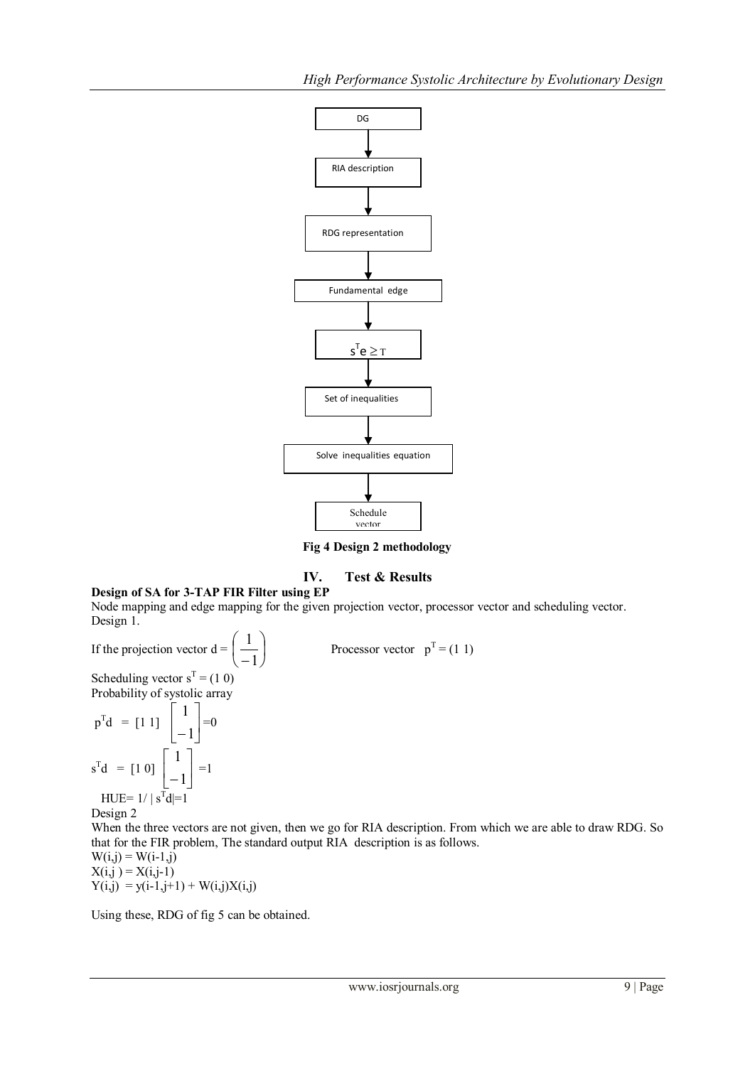DG

RIA description

RDG representation

Fundamental edge

$s^T e \geq T$

Set of inequalities

Solve inequalities equation

Schedule vector

**Fig 4 Design 2 methodology**

## IV. Test & Results

**Design of SA for 3-TAP FIR Filter using EP**

Node mapping and edge mapping for the given projection vector, processor vector and scheduling vector.
Design 1.

If the projection vector $d = \begin{pmatrix} 1 \\ -1 \end{pmatrix}$ Processor vector $p^T = (1\ 1)$

Scheduling vector $s^T = (1\ 0)$

Probability of systolic array

$$p^T d = [1\ 1] \begin{bmatrix} 1 \\ -1 \end{bmatrix} = 0$$

$$s^T d = [1\ 0] \begin{bmatrix} 1 \\ -1 \end{bmatrix} = 1$$

$$\text{HUE} = 1/\,|s^T d| = 1$$

Design 2

When the three vectors are not given, then we go for RIA description. From which we are able to draw RDG. So that for the FIR problem, The standard output RIA description is as follows.

$W(i,j) = W(i-1,j)$
$X(i,j) = X(i,j-1)$
$Y(i,j) = y(i-1,j+1) + W(i,j)X(i,j)$

Using these, RDG of fig 5 can be obtained.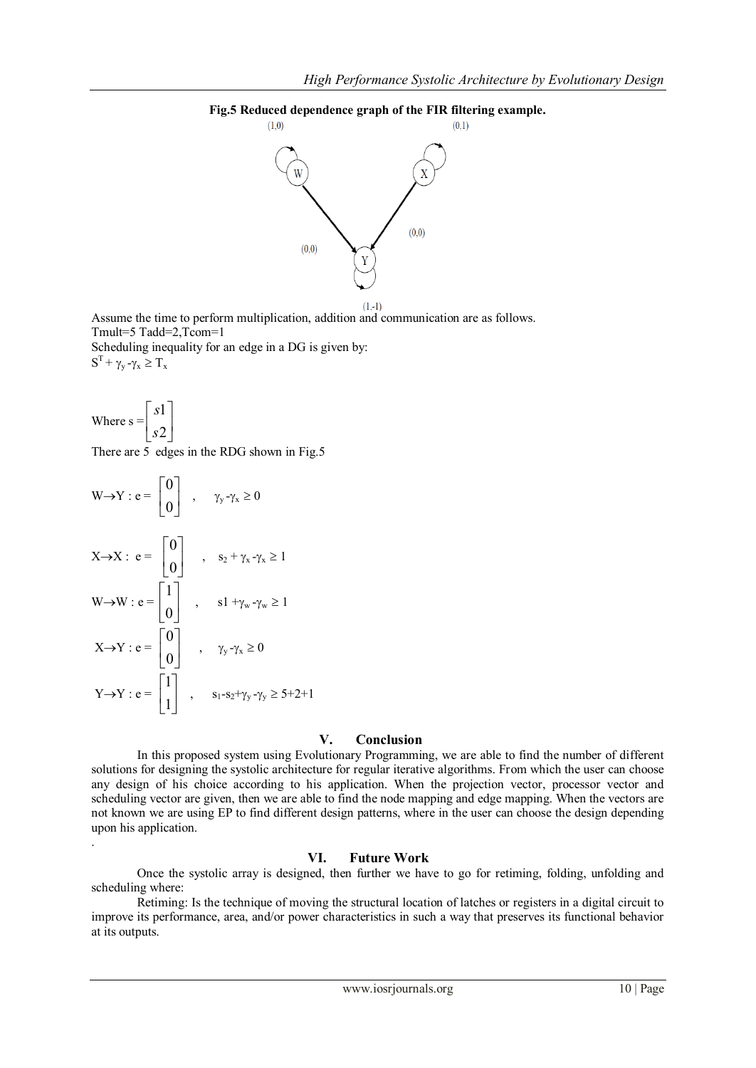**Fig.5 Reduced dependence graph of the FIR filtering example.**

(1,0)

(0,1)

W

X

(0,0)

(0,0)

Y

(1,-1)

Assume the time to perform multiplication, addition and communication are as follows.

Tmult=5 Tadd=2,Tcom=1

Scheduling inequality for an edge in a DG is given by:

$S^T + \gamma_y - \gamma_x \geq T_x$

Where $s = \begin{bmatrix} s1 \\ s2 \end{bmatrix}$

There are 5 edges in the RDG shown in Fig.5

$W \rightarrow Y : e = \begin{bmatrix} 0 \\ 0 \end{bmatrix}$ , $\gamma_y - \gamma_x \geq 0$

$X \rightarrow X : e = \begin{bmatrix} 0 \\ 0 \end{bmatrix}$ , $s_2 + \gamma_x - \gamma_x \geq 1$

$W \rightarrow W : e = \begin{bmatrix} 1 \\ 0 \end{bmatrix}$ , $s1 + \gamma_w - \gamma_w \geq 1$

$X \rightarrow Y : e = \begin{bmatrix} 0 \\ 0 \end{bmatrix}$ , $\gamma_y - \gamma_x \geq 0$

$Y \rightarrow Y : e = \begin{bmatrix} 1 \\ 1 \end{bmatrix}$ , $s_1 - s_2 + \gamma_y - \gamma_y \geq 5+2+1$

## V. Conclusion

In this proposed system using Evolutionary Programming, we are able to find the number of different solutions for designing the systolic architecture for regular iterative algorithms. From which the user can choose any design of his choice according to his application. When the projection vector, processor vector and scheduling vector are given, then we are able to find the node mapping and edge mapping. When the vectors are not known we are using EP to find different design patterns, where in the user can choose the design depending upon his application.

.

## VI. Future Work

Once the systolic array is designed, then further we have to go for retiming, folding, unfolding and scheduling where:

Retiming: Is the technique of moving the structural location of latches or registers in a digital circuit to improve its performance, area, and/or power characteristics in such a way that preserves its functional behavior at its outputs.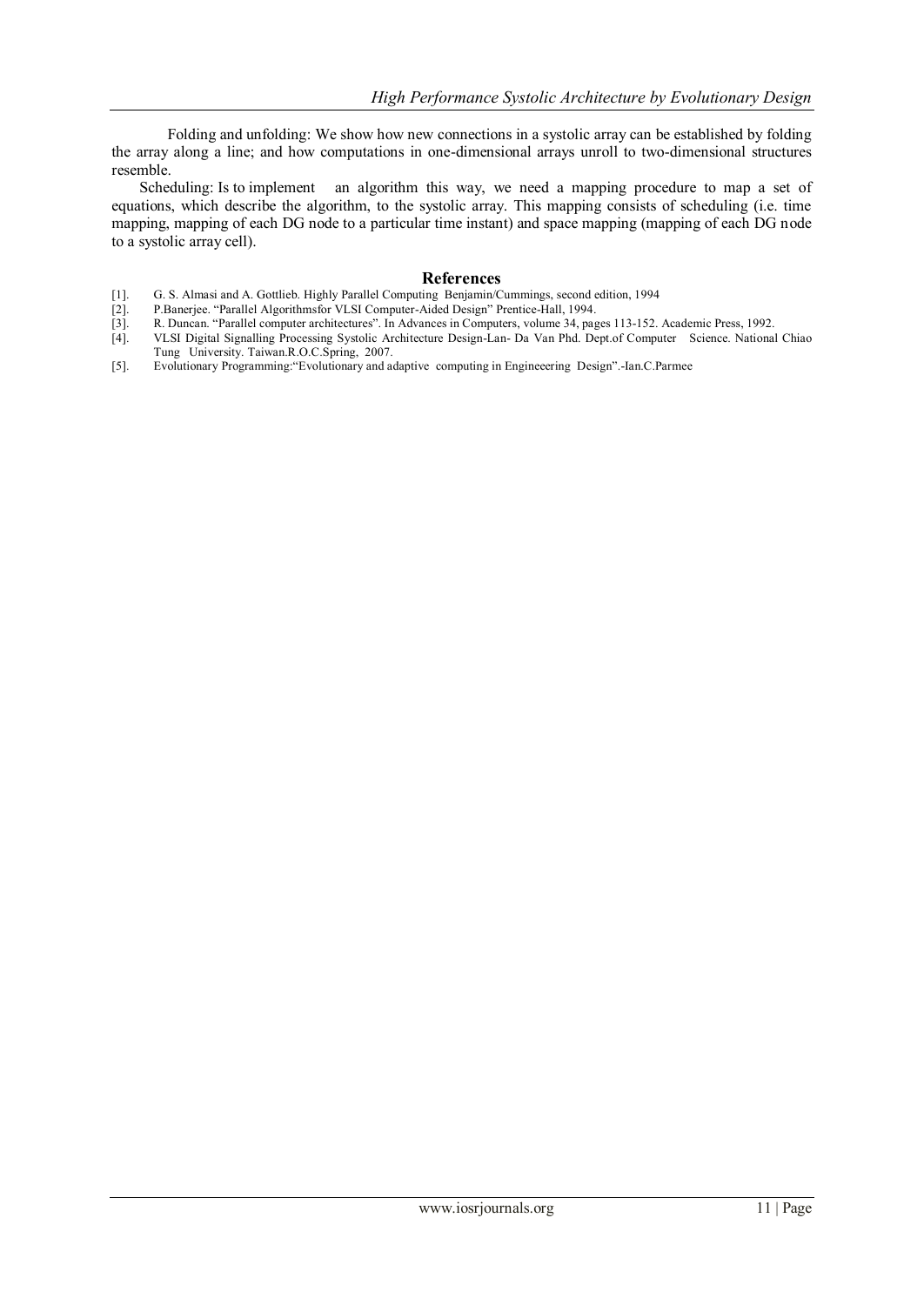Folding and unfolding: We show how new connections in a systolic array can be established by folding the array along a line; and how computations in one-dimensional arrays unroll to two-dimensional structures resemble.

Scheduling: Is to implement an algorithm this way, we need a mapping procedure to map a set of equations, which describe the algorithm, to the systolic array. This mapping consists of scheduling (i.e. time mapping, mapping of each DG node to a particular time instant) and space mapping (mapping of each DG node to a systolic array cell).

## References

[1]. G. S. Almasi and A. Gottlieb. Highly Parallel Computing Benjamin/Cummings, second edition, 1994

[2]. P.Banerjee. "Parallel Algorithmsfor VLSI Computer-Aided Design" Prentice-Hall, 1994.

[3]. R. Duncan. "Parallel computer architectures". In Advances in Computers, volume 34, pages 113-152. Academic Press, 1992.

[4]. VLSI Digital Signalling Processing Systolic Architecture Design-Lan- Da Van Phd. Dept.of Computer Science. National Chiao Tung University. Taiwan.R.O.C.Spring, 2007.

[5]. Evolutionary Programming:"Evolutionary and adaptive computing in Engineeering Design".-Ian.C.Parmee